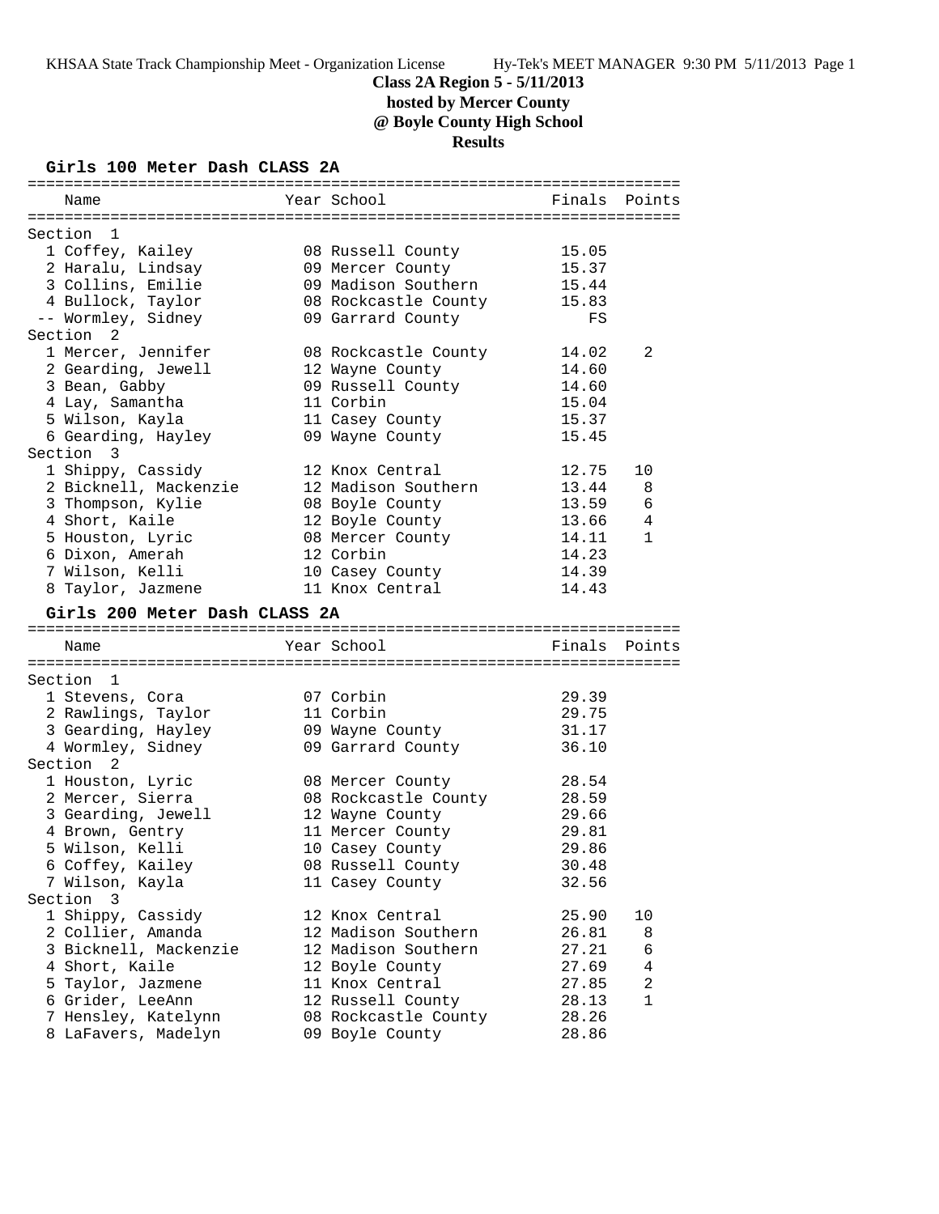# Class 2A Region 5 - 5/11/2013

**hosted by Mercer County**

**@ Boyle County High School**

**Results**

## Girls 100 Meter Dash CLASS 2A

| Name | Year | School | Finals | Points |
|---|---|---|---|---|
| **Section 1** | | | | |
| 1 Coffey, Kailey | 08 | Russell County | 15.05 | |
| 2 Haralu, Lindsay | 09 | Mercer County | 15.37 | |
| 3 Collins, Emilie | 09 | Madison Southern | 15.44 | |
| 4 Bullock, Taylor | 08 | Rockcastle County | 15.83 | |
| -- Wormley, Sidney | 09 | Garrard County | FS | |
| **Section 2** | | | | |
| 1 Mercer, Jennifer | 08 | Rockcastle County | 14.02 | 2 |
| 2 Gearding, Jewell | 12 | Wayne County | 14.60 | |
| 3 Bean, Gabby | 09 | Russell County | 14.60 | |
| 4 Lay, Samantha | 11 | Corbin | 15.04 | |
| 5 Wilson, Kayla | 11 | Casey County | 15.37 | |
| 6 Gearding, Hayley | 09 | Wayne County | 15.45 | |
| **Section 3** | | | | |
| 1 Shippy, Cassidy | 12 | Knox Central | 12.75 | 10 |
| 2 Bicknell, Mackenzie | 12 | Madison Southern | 13.44 | 8 |
| 3 Thompson, Kylie | 08 | Boyle County | 13.59 | 6 |
| 4 Short, Kaile | 12 | Boyle County | 13.66 | 4 |
| 5 Houston, Lyric | 08 | Mercer County | 14.11 | 1 |
| 6 Dixon, Amerah | 12 | Corbin | 14.23 | |
| 7 Wilson, Kelli | 10 | Casey County | 14.39 | |
| 8 Taylor, Jazmene | 11 | Knox Central | 14.43 | |

## Girls 200 Meter Dash CLASS 2A

| Name | Year | School | Finals | Points |
|---|---|---|---|---|
| **Section 1** | | | | |
| 1 Stevens, Cora | 07 | Corbin | 29.39 | |
| 2 Rawlings, Taylor | 11 | Corbin | 29.75 | |
| 3 Gearding, Hayley | 09 | Wayne County | 31.17 | |
| 4 Wormley, Sidney | 09 | Garrard County | 36.10 | |
| **Section 2** | | | | |
| 1 Houston, Lyric | 08 | Mercer County | 28.54 | |
| 2 Mercer, Sierra | 08 | Rockcastle County | 28.59 | |
| 3 Gearding, Jewell | 12 | Wayne County | 29.66 | |
| 4 Brown, Gentry | 11 | Mercer County | 29.81 | |
| 5 Wilson, Kelli | 10 | Casey County | 29.86 | |
| 6 Coffey, Kailey | 08 | Russell County | 30.48 | |
| 7 Wilson, Kayla | 11 | Casey County | 32.56 | |
| **Section 3** | | | | |
| 1 Shippy, Cassidy | 12 | Knox Central | 25.90 | 10 |
| 2 Collier, Amanda | 12 | Madison Southern | 26.81 | 8 |
| 3 Bicknell, Mackenzie | 12 | Madison Southern | 27.21 | 6 |
| 4 Short, Kaile | 12 | Boyle County | 27.69 | 4 |
| 5 Taylor, Jazmene | 11 | Knox Central | 27.85 | 2 |
| 6 Grider, LeeAnn | 12 | Russell County | 28.13 | 1 |
| 7 Hensley, Katelynn | 08 | Rockcastle County | 28.26 | |
| 8 LaFavers, Madelyn | 09 | Boyle County | 28.86 | |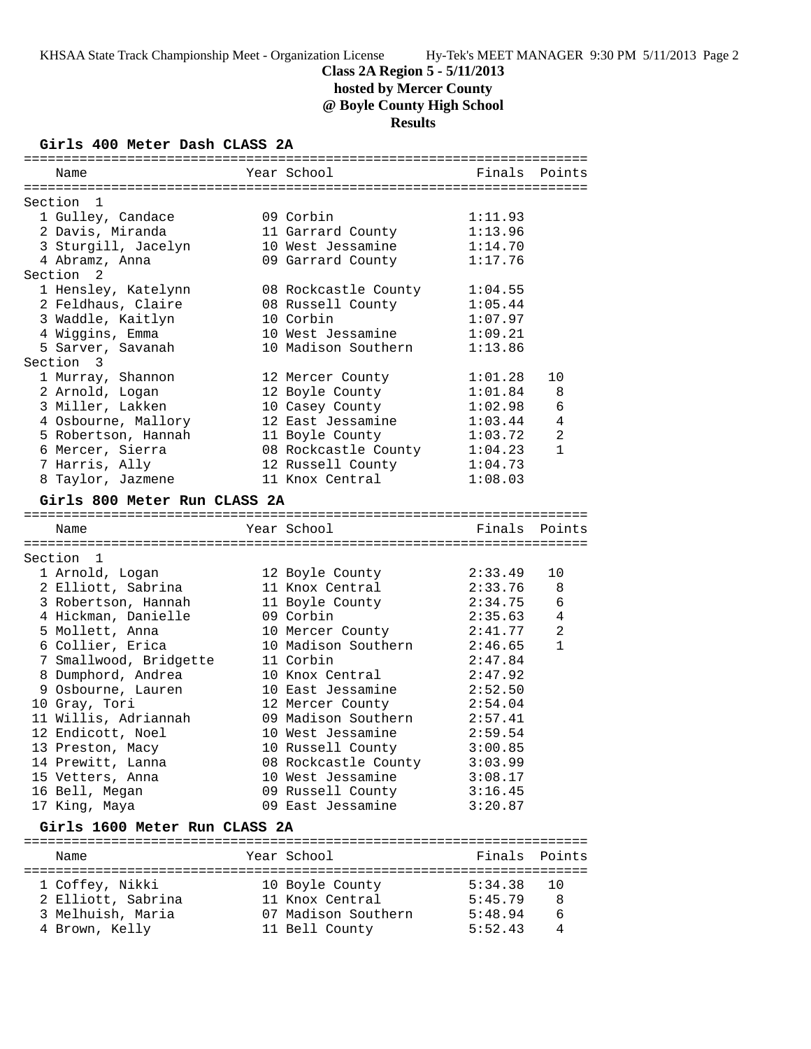## Class 2A Region 5 - 5/11/2013
## hosted by Mercer County
## @ Boyle County High School
## Results

### Girls 400 Meter Dash CLASS 2A

| Name | Year | School | Finals | Points |
|---|---|---|---|---|
| **Section 1** | | | | |
| 1 Gulley, Candace | 09 | Corbin | 1:11.93 | |
| 2 Davis, Miranda | 11 | Garrard County | 1:13.96 | |
| 3 Sturgill, Jacelyn | 10 | West Jessamine | 1:14.70 | |
| 4 Abramz, Anna | 09 | Garrard County | 1:17.76 | |
| **Section 2** | | | | |
| 1 Hensley, Katelynn | 08 | Rockcastle County | 1:04.55 | |
| 2 Feldhaus, Claire | 08 | Russell County | 1:05.44 | |
| 3 Waddle, Kaitlyn | 10 | Corbin | 1:07.97 | |
| 4 Wiggins, Emma | 10 | West Jessamine | 1:09.21 | |
| 5 Sarver, Savanah | 10 | Madison Southern | 1:13.86 | |
| **Section 3** | | | | |
| 1 Murray, Shannon | 12 | Mercer County | 1:01.28 | 10 |
| 2 Arnold, Logan | 12 | Boyle County | 1:01.84 | 8 |
| 3 Miller, Lakken | 10 | Casey County | 1:02.98 | 6 |
| 4 Osbourne, Mallory | 12 | East Jessamine | 1:03.44 | 4 |
| 5 Robertson, Hannah | 11 | Boyle County | 1:03.72 | 2 |
| 6 Mercer, Sierra | 08 | Rockcastle County | 1:04.23 | 1 |
| 7 Harris, Ally | 12 | Russell County | 1:04.73 | |
| 8 Taylor, Jazmene | 11 | Knox Central | 1:08.03 | |

### Girls 800 Meter Run CLASS 2A

| Name | Year | School | Finals | Points |
|---|---|---|---|---|
| **Section 1** | | | | |
| 1 Arnold, Logan | 12 | Boyle County | 2:33.49 | 10 |
| 2 Elliott, Sabrina | 11 | Knox Central | 2:33.76 | 8 |
| 3 Robertson, Hannah | 11 | Boyle County | 2:34.75 | 6 |
| 4 Hickman, Danielle | 09 | Corbin | 2:35.63 | 4 |
| 5 Mollett, Anna | 10 | Mercer County | 2:41.77 | 2 |
| 6 Collier, Erica | 10 | Madison Southern | 2:46.65 | 1 |
| 7 Smallwood, Bridgette | 11 | Corbin | 2:47.84 | |
| 8 Dumphord, Andrea | 10 | Knox Central | 2:47.92 | |
| 9 Osbourne, Lauren | 10 | East Jessamine | 2:52.50 | |
| 10 Gray, Tori | 12 | Mercer County | 2:54.04 | |
| 11 Willis, Adriannah | 09 | Madison Southern | 2:57.41 | |
| 12 Endicott, Noel | 10 | West Jessamine | 2:59.54 | |
| 13 Preston, Macy | 10 | Russell County | 3:00.85 | |
| 14 Prewitt, Lanna | 08 | Rockcastle County | 3:03.99 | |
| 15 Vetters, Anna | 10 | West Jessamine | 3:08.17 | |
| 16 Bell, Megan | 09 | Russell County | 3:16.45 | |
| 17 King, Maya | 09 | East Jessamine | 3:20.87 | |

### Girls 1600 Meter Run CLASS 2A

| Name | Year | School | Finals | Points |
|---|---|---|---|---|
| 1 Coffey, Nikki | 10 | Boyle County | 5:34.38 | 10 |
| 2 Elliott, Sabrina | 11 | Knox Central | 5:45.79 | 8 |
| 3 Melhuish, Maria | 07 | Madison Southern | 5:48.94 | 6 |
| 4 Brown, Kelly | 11 | Bell County | 5:52.43 | 4 |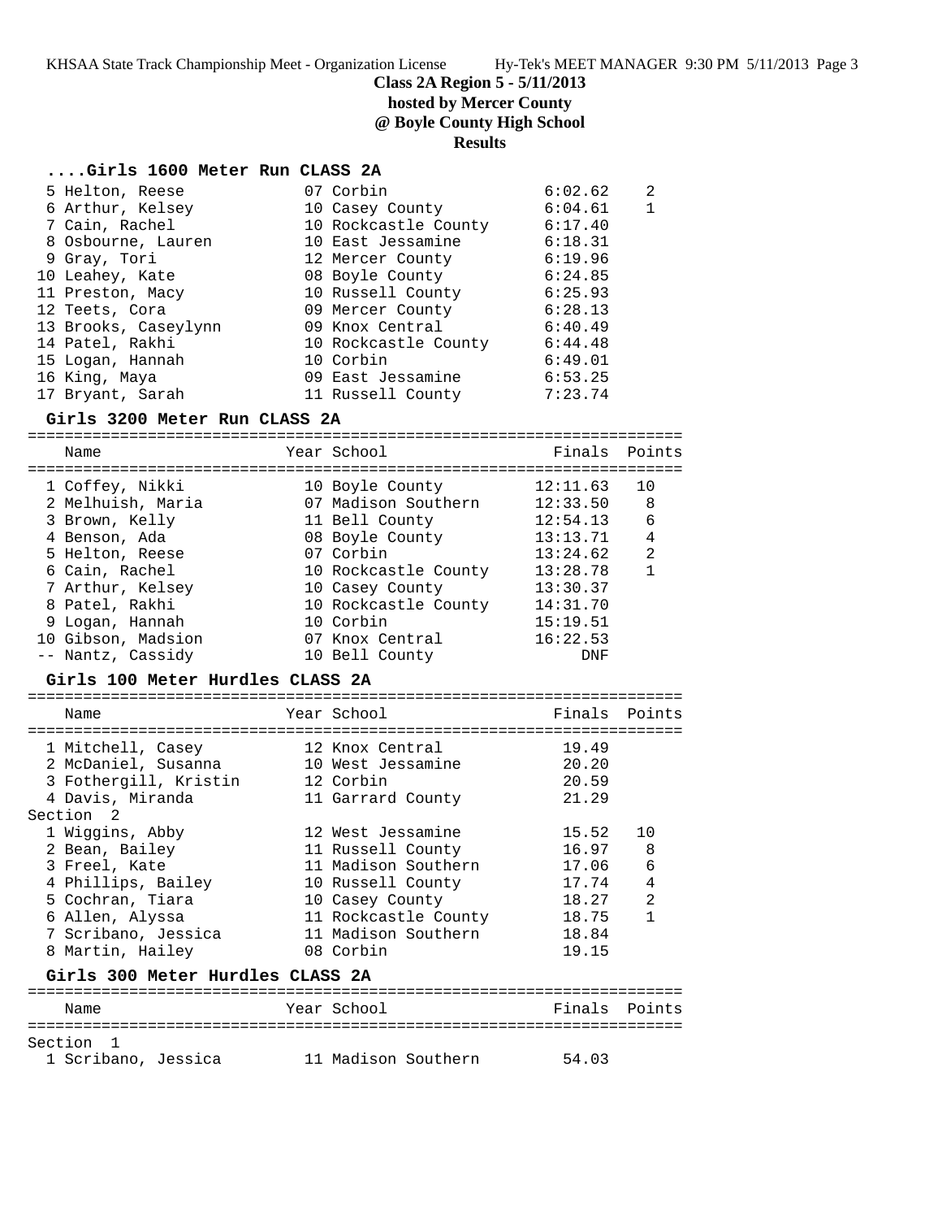**Class 2A Region 5 - 5/11/2013**
**hosted by Mercer County**
**@ Boyle County High School**
**Results**

### ....Girls 1600 Meter Run CLASS 2A

| Place | Name | Year | School | Finals | Points |
|---|---|---|---|---|---|
| 5 | Helton, Reese | 07 | Corbin | 6:02.62 | 2 |
| 6 | Arthur, Kelsey | 10 | Casey County | 6:04.61 | 1 |
| 7 | Cain, Rachel | 10 | Rockcastle County | 6:17.40 | |
| 8 | Osbourne, Lauren | 10 | East Jessamine | 6:18.31 | |
| 9 | Gray, Tori | 12 | Mercer County | 6:19.96 | |
| 10 | Leahey, Kate | 08 | Boyle County | 6:24.85 | |
| 11 | Preston, Macy | 10 | Russell County | 6:25.93 | |
| 12 | Teets, Cora | 09 | Mercer County | 6:28.13 | |
| 13 | Brooks, Caseylynn | 09 | Knox Central | 6:40.49 | |
| 14 | Patel, Rakhi | 10 | Rockcastle County | 6:44.48 | |
| 15 | Logan, Hannah | 10 | Corbin | 6:49.01 | |
| 16 | King, Maya | 09 | East Jessamine | 6:53.25 | |
| 17 | Bryant, Sarah | 11 | Russell County | 7:23.74 | |

### Girls 3200 Meter Run CLASS 2A

| Place | Name | Year | School | Finals | Points |
|---|---|---|---|---|---|
| 1 | Coffey, Nikki | 10 | Boyle County | 12:11.63 | 10 |
| 2 | Melhuish, Maria | 07 | Madison Southern | 12:33.50 | 8 |
| 3 | Brown, Kelly | 11 | Bell County | 12:54.13 | 6 |
| 4 | Benson, Ada | 08 | Boyle County | 13:13.71 | 4 |
| 5 | Helton, Reese | 07 | Corbin | 13:24.62 | 2 |
| 6 | Cain, Rachel | 10 | Rockcastle County | 13:28.78 | 1 |
| 7 | Arthur, Kelsey | 10 | Casey County | 13:30.37 | |
| 8 | Patel, Rakhi | 10 | Rockcastle County | 14:31.70 | |
| 9 | Logan, Hannah | 10 | Corbin | 15:19.51 | |
| 10 | Gibson, Madsion | 07 | Knox Central | 16:22.53 | |
| -- | Nantz, Cassidy | 10 | Bell County | DNF | |

### Girls 100 Meter Hurdles CLASS 2A

| Place | Name | Year | School | Finals | Points |
|---|---|---|---|---|---|
| 1 | Mitchell, Casey | 12 | Knox Central | 19.49 | |
| 2 | McDaniel, Susanna | 10 | West Jessamine | 20.20 | |
| 3 | Fothergill, Kristin | 12 | Corbin | 20.59 | |
| 4 | Davis, Miranda | 11 | Garrard County | 21.29 | |
| **Section 2** | | | | | |
| 1 | Wiggins, Abby | 12 | West Jessamine | 15.52 | 10 |
| 2 | Bean, Bailey | 11 | Russell County | 16.97 | 8 |
| 3 | Freel, Kate | 11 | Madison Southern | 17.06 | 6 |
| 4 | Phillips, Bailey | 10 | Russell County | 17.74 | 4 |
| 5 | Cochran, Tiara | 10 | Casey County | 18.27 | 2 |
| 6 | Allen, Alyssa | 11 | Rockcastle County | 18.75 | 1 |
| 7 | Scribano, Jessica | 11 | Madison Southern | 18.84 | |
| 8 | Martin, Hailey | 08 | Corbin | 19.15 | |

### Girls 300 Meter Hurdles CLASS 2A

| Place | Name | Year | School | Finals | Points |
|---|---|---|---|---|---|
| **Section 1** | | | | | |
| 1 | Scribano, Jessica | 11 | Madison Southern | 54.03 | |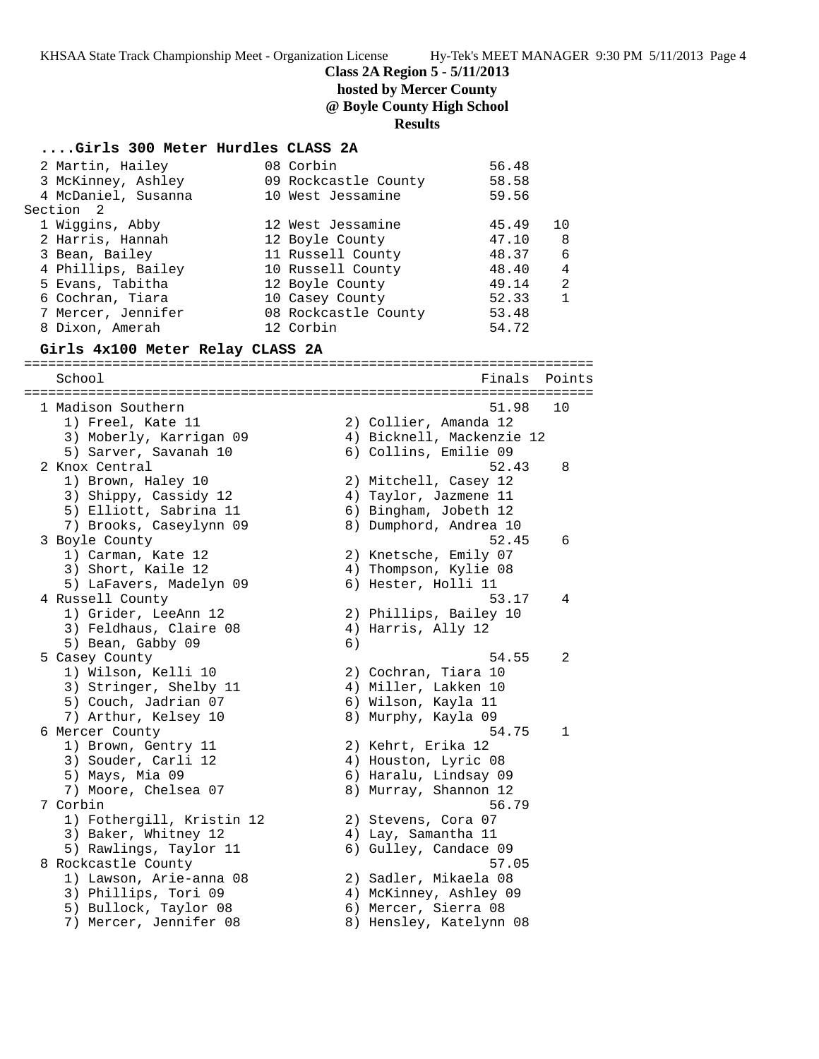**Class 2A Region 5 - 5/11/2013**
**hosted by Mercer County**
**@ Boyle County High School**
**Results**

### ....Girls 300 Meter Hurdles CLASS 2A

| Place | Name | Year | School | Time | Points |
|---|---|---|---|---|---|
| 2 | Martin, Hailey | 08 | Corbin | 56.48 | |
| 3 | McKinney, Ashley | 09 | Rockcastle County | 58.58 | |
| 4 | McDaniel, Susanna | 10 | West Jessamine | 59.56 | |

Section 2

| Place | Name | Year | School | Time | Points |
|---|---|---|---|---|---|
| 1 | Wiggins, Abby | 12 | West Jessamine | 45.49 | 10 |
| 2 | Harris, Hannah | 12 | Boyle County | 47.10 | 8 |
| 3 | Bean, Bailey | 11 | Russell County | 48.37 | 6 |
| 4 | Phillips, Bailey | 10 | Russell County | 48.40 | 4 |
| 5 | Evans, Tabitha | 12 | Boyle County | 49.14 | 2 |
| 6 | Cochran, Tiara | 10 | Casey County | 52.33 | 1 |
| 7 | Mercer, Jennifer | 08 | Rockcastle County | 53.48 | |
| 8 | Dixon, Amerah | 12 | Corbin | 54.72 | |

### Girls 4x100 Meter Relay CLASS 2A

| Place | School | Finals | Points |
|---|---|---|---|
| 1 | Madison Southern | 51.98 | 10 |
| | 1) Freel, Kate 11; 2) Collier, Amanda 12; 3) Moberly, Karrigan 09; 4) Bicknell, Mackenzie 12; 5) Sarver, Savanah 10; 6) Collins, Emilie 09 | | |
| 2 | Knox Central | 52.43 | 8 |
| | 1) Brown, Haley 10; 2) Mitchell, Casey 12; 3) Shippy, Cassidy 12; 4) Taylor, Jazmene 11; 5) Elliott, Sabrina 11; 6) Bingham, Jobeth 12; 7) Brooks, Caseylynn 09; 8) Dumphord, Andrea 10 | | |
| 3 | Boyle County | 52.45 | 6 |
| | 1) Carman, Kate 12; 2) Knetsche, Emily 07; 3) Short, Kaile 12; 4) Thompson, Kylie 08; 5) LaFavers, Madelyn 09; 6) Hester, Holli 11 | | |
| 4 | Russell County | 53.17 | 4 |
| | 1) Grider, LeeAnn 12; 2) Phillips, Bailey 10; 3) Feldhaus, Claire 08; 4) Harris, Ally 12; 5) Bean, Gabby 09; 6) | | |
| 5 | Casey County | 54.55 | 2 |
| | 1) Wilson, Kelli 10; 2) Cochran, Tiara 10; 3) Stringer, Shelby 11; 4) Miller, Lakken 10; 5) Couch, Jadrian 07; 6) Wilson, Kayla 11; 7) Arthur, Kelsey 10; 8) Murphy, Kayla 09 | | |
| 6 | Mercer County | 54.75 | 1 |
| | 1) Brown, Gentry 11; 2) Kehrt, Erika 12; 3) Souder, Carli 12; 4) Houston, Lyric 08; 5) Mays, Mia 09; 6) Haralu, Lindsay 09; 7) Moore, Chelsea 07; 8) Murray, Shannon 12 | | |
| 7 | Corbin | 56.79 | |
| | 1) Fothergill, Kristin 12; 2) Stevens, Cora 07; 3) Baker, Whitney 12; 4) Lay, Samantha 11; 5) Rawlings, Taylor 11; 6) Gulley, Candace 09 | | |
| 8 | Rockcastle County | 57.05 | |
| | 1) Lawson, Arie-anna 08; 2) Sadler, Mikaela 08; 3) Phillips, Tori 09; 4) McKinney, Ashley 09; 5) Bullock, Taylor 08; 6) Mercer, Sierra 08; 7) Mercer, Jennifer 08; 8) Hensley, Katelynn 08 | | |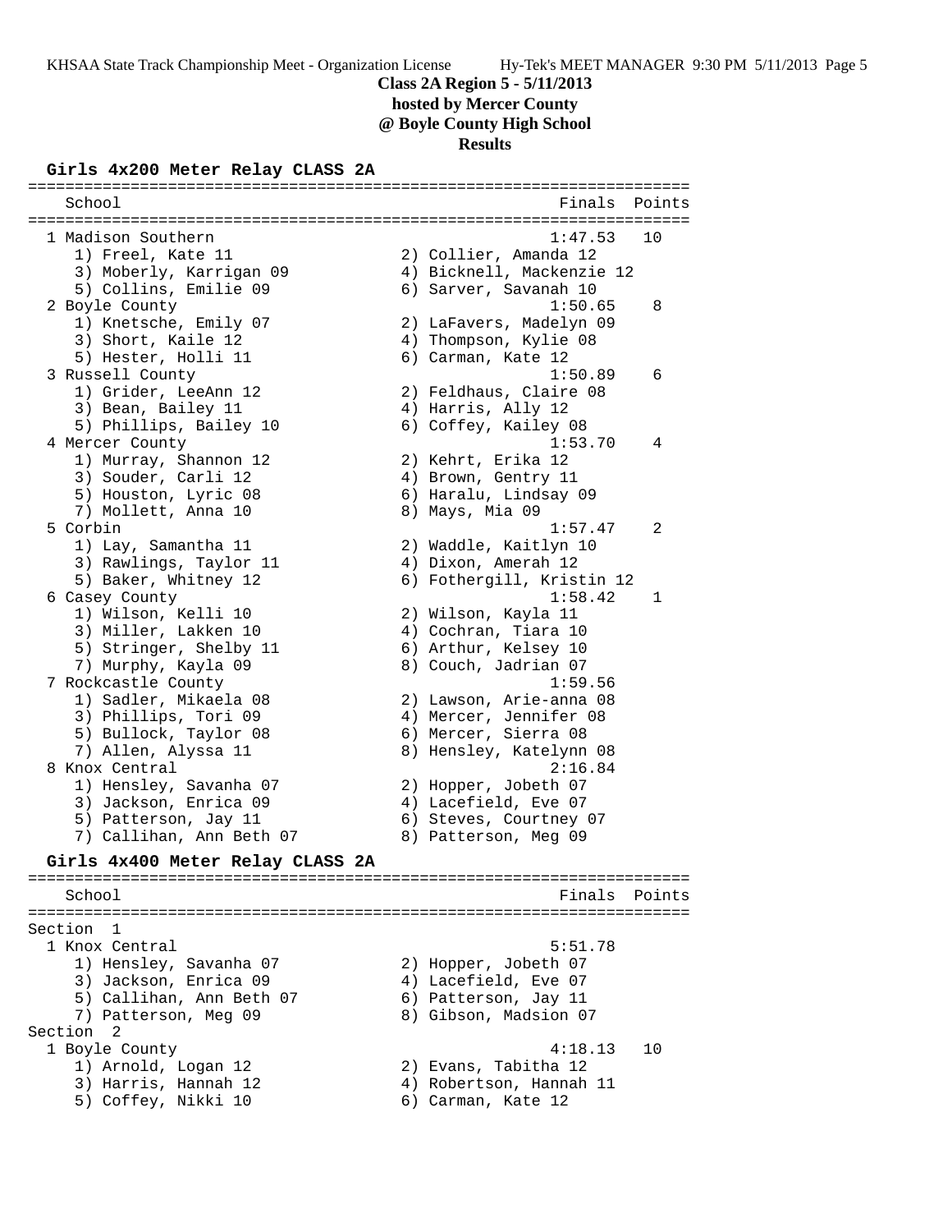# Class 2A Region 5 - 5/11/2013
## hosted by Mercer County
## @ Boyle County High School
## Results

### Girls 4x200 Meter Relay CLASS 2A

```
=======================================================================
    School                                               Finals  Points
=======================================================================
  1 Madison Southern                                    1:47.53   10
     1) Freel, Kate 11                  2) Collier, Amanda 12
     3) Moberly, Karrigan 09            4) Bicknell, Mackenzie 12
     5) Collins, Emilie 09              6) Sarver, Savanah 10
  2 Boyle County                                        1:50.65    8
     1) Knetsche, Emily 07              2) LaFavers, Madelyn 09
     3) Short, Kaile 12                 4) Thompson, Kylie 08
     5) Hester, Holli 11                6) Carman, Kate 12
  3 Russell County                                      1:50.89    6
     1) Grider, LeeAnn 12               2) Feldhaus, Claire 08
     3) Bean, Bailey 11                 4) Harris, Ally 12
     5) Phillips, Bailey 10             6) Coffey, Kailey 08
  4 Mercer County                                       1:53.70    4
     1) Murray, Shannon 12              2) Kehrt, Erika 12
     3) Souder, Carli 12                4) Brown, Gentry 11
     5) Houston, Lyric 08               6) Haralu, Lindsay 09
     7) Mollett, Anna 10                8) Mays, Mia 09
  5 Corbin                                              1:57.47    2
     1) Lay, Samantha 11                2) Waddle, Kaitlyn 10
     3) Rawlings, Taylor 11             4) Dixon, Amerah 12
     5) Baker, Whitney 12               6) Fothergill, Kristin 12
  6 Casey County                                        1:58.42    1
     1) Wilson, Kelli 10                2) Wilson, Kayla 11
     3) Miller, Lakken 10               4) Cochran, Tiara 10
     5) Stringer, Shelby 11             6) Arthur, Kelsey 10
     7) Murphy, Kayla 09                8) Couch, Jadrian 07
  7 Rockcastle County                                   1:59.56
     1) Sadler, Mikaela 08              2) Lawson, Arie-anna 08
     3) Phillips, Tori 09               4) Mercer, Jennifer 08
     5) Bullock, Taylor 08              6) Mercer, Sierra 08
     7) Allen, Alyssa 11                8) Hensley, Katelynn 08
  8 Knox Central                                        2:16.84
     1) Hensley, Savanha 07             2) Hopper, Jobeth 07
     3) Jackson, Enrica 09              4) Lacefield, Eve 07
     5) Patterson, Jay 11               6) Steves, Courtney 07
     7) Callihan, Ann Beth 07           8) Patterson, Meg 09
```

### Girls 4x400 Meter Relay CLASS 2A

```
=======================================================================
    School                                               Finals  Points
=======================================================================
Section  1
  1 Knox Central                                        5:51.78
     1) Hensley, Savanha 07             2) Hopper, Jobeth 07
     3) Jackson, Enrica 09              4) Lacefield, Eve 07
     5) Callihan, Ann Beth 07           6) Patterson, Jay 11
     7) Patterson, Meg 09               8) Gibson, Madsion 07
Section  2
  1 Boyle County                                        4:18.13   10
     1) Arnold, Logan 12                2) Evans, Tabitha 12
     3) Harris, Hannah 12               4) Robertson, Hannah 11
     5) Coffey, Nikki 10                6) Carman, Kate 12
```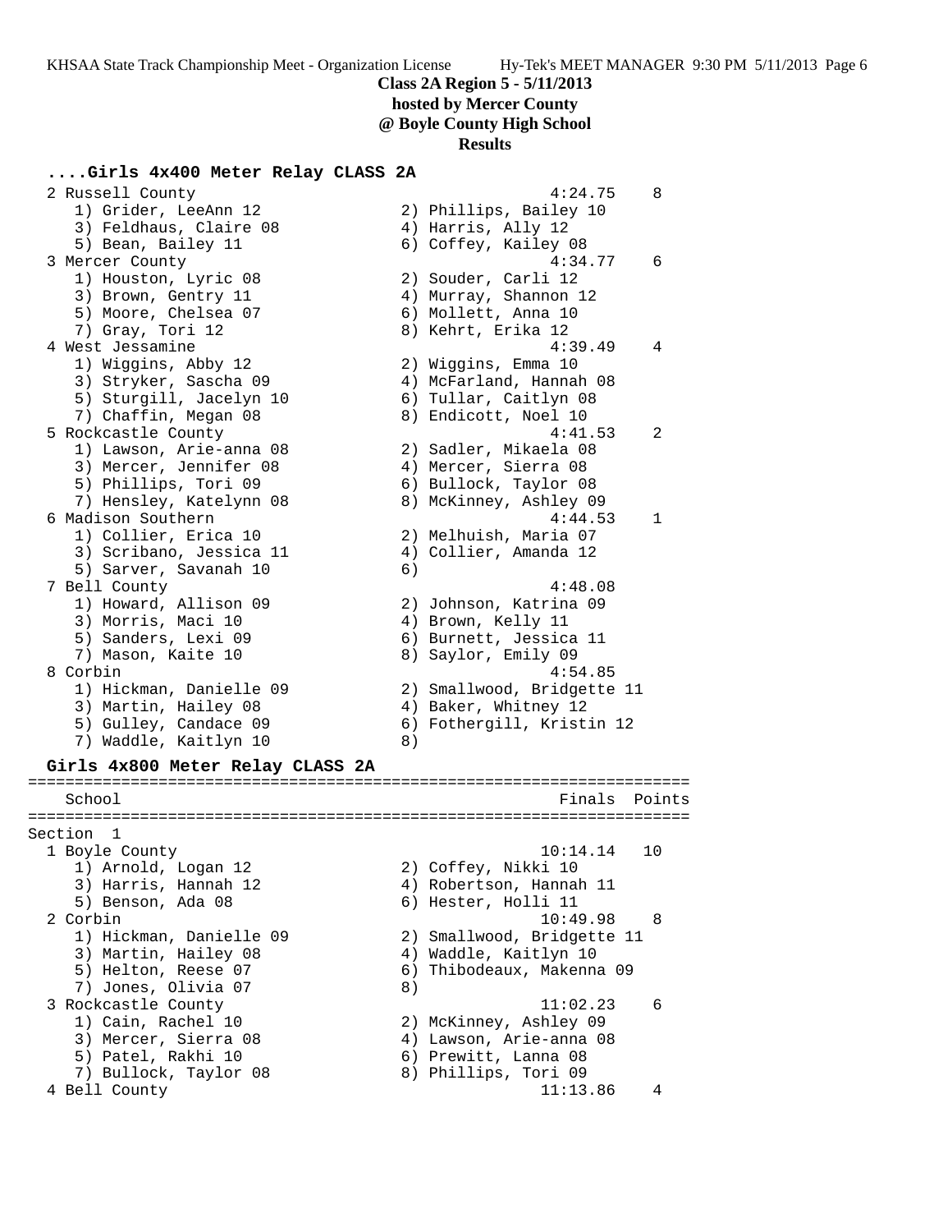**Class 2A Region 5 - 5/11/2013**
**hosted by Mercer County**
**@ Boyle County High School**
**Results**

### ....Girls 4x400 Meter Relay CLASS 2A

```
  2 Russell County                                    4:24.75    8
     1) Grider, LeeAnn 12               2) Phillips, Bailey 10
     3) Feldhaus, Claire 08             4) Harris, Ally 12
     5) Bean, Bailey 11                 6) Coffey, Kailey 08
  3 Mercer County                                     4:34.77    6
     1) Houston, Lyric 08               2) Souder, Carli 12
     3) Brown, Gentry 11                4) Murray, Shannon 12
     5) Moore, Chelsea 07               6) Mollett, Anna 10
     7) Gray, Tori 12                   8) Kehrt, Erika 12
  4 West Jessamine                                    4:39.49    4
     1) Wiggins, Abby 12                2) Wiggins, Emma 10
     3) Stryker, Sascha 09              4) McFarland, Hannah 08
     5) Sturgill, Jacelyn 10            6) Tullar, Caitlyn 08
     7) Chaffin, Megan 08               8) Endicott, Noel 10
  5 Rockcastle County                                 4:41.53    2
     1) Lawson, Arie-anna 08            2) Sadler, Mikaela 08
     3) Mercer, Jennifer 08             4) Mercer, Sierra 08
     5) Phillips, Tori 09               6) Bullock, Taylor 08
     7) Hensley, Katelynn 08            8) McKinney, Ashley 09
  6 Madison Southern                                  4:44.53    1
     1) Collier, Erica 10               2) Melhuish, Maria 07
     3) Scribano, Jessica 11            4) Collier, Amanda 12
     5) Sarver, Savanah 10              6)
  7 Bell County                                       4:48.08
     1) Howard, Allison 09              2) Johnson, Katrina 09
     3) Morris, Maci 10                 4) Brown, Kelly 11
     5) Sanders, Lexi 09                6) Burnett, Jessica 11
     7) Mason, Kaite 10                 8) Saylor, Emily 09
  8 Corbin                                            4:54.85
     1) Hickman, Danielle 09            2) Smallwood, Bridgette 11
     3) Martin, Hailey 08               4) Baker, Whitney 12
     5) Gulley, Candace 09              6) Fothergill, Kristin 12
     7) Waddle, Kaitlyn 10              8)
```

### Girls 4x800 Meter Relay CLASS 2A

```
===================================================================
   School                                            Finals  Points
===================================================================
Section  1
  1 Boyle County                                     10:14.14   10
     1) Arnold, Logan 12                2) Coffey, Nikki 10
     3) Harris, Hannah 12               4) Robertson, Hannah 11
     5) Benson, Ada 08                  6) Hester, Holli 11
  2 Corbin                                           10:49.98    8
     1) Hickman, Danielle 09            2) Smallwood, Bridgette 11
     3) Martin, Hailey 08               4) Waddle, Kaitlyn 10
     5) Helton, Reese 07                6) Thibodeaux, Makenna 09
     7) Jones, Olivia 07                8)
  3 Rockcastle County                                11:02.23    6
     1) Cain, Rachel 10                 2) McKinney, Ashley 09
     3) Mercer, Sierra 08               4) Lawson, Arie-anna 08
     5) Patel, Rakhi 10                 6) Prewitt, Lanna 08
     7) Bullock, Taylor 08              8) Phillips, Tori 09
  4 Bell County                                      11:13.86    4
```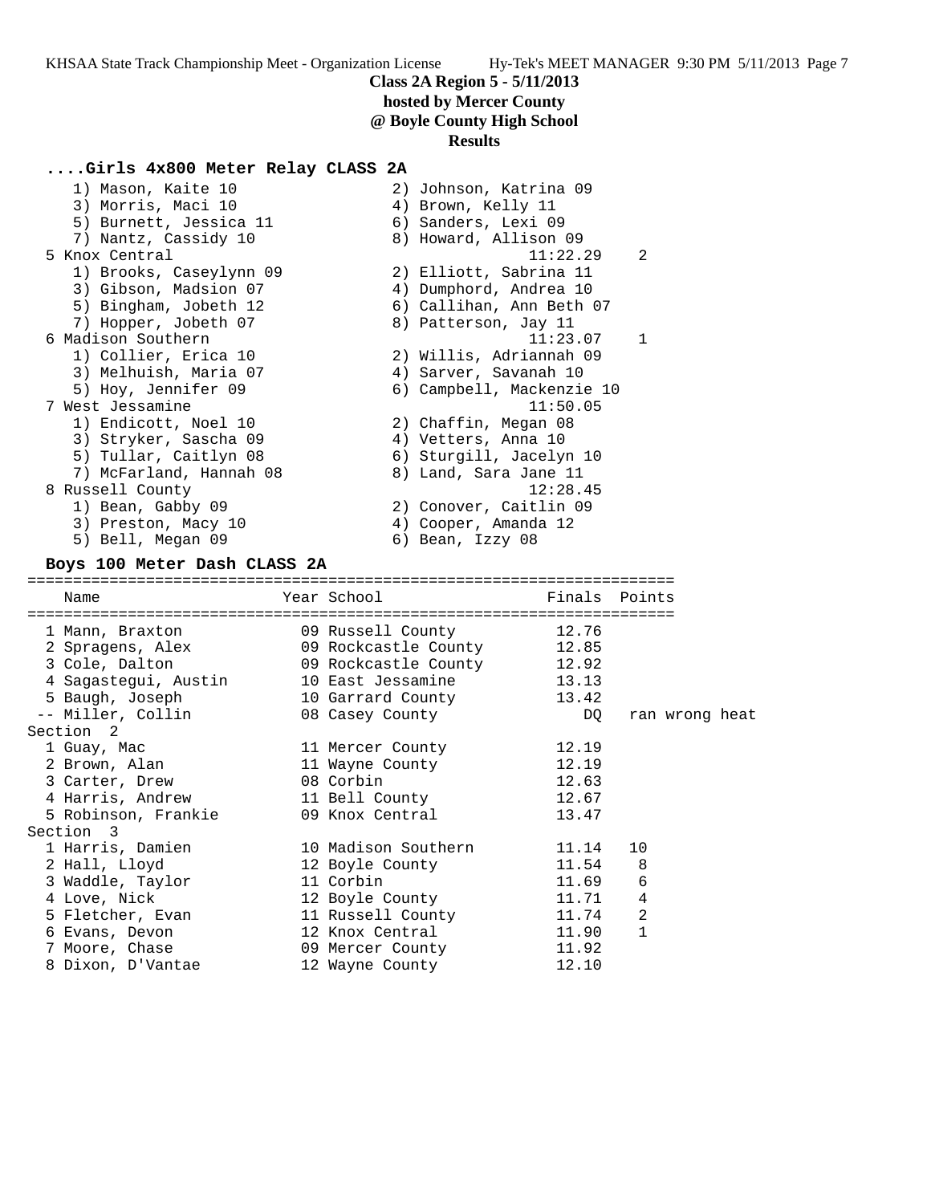**Class 2A Region 5 - 5/11/2013**
**hosted by Mercer County**
**@ Boyle County High School**
**Results**

### ....Girls 4x800 Meter Relay CLASS 2A

```
   1) Mason, Kaite 10                2) Johnson, Katrina 09
   3) Morris, Maci 10                4) Brown, Kelly 11
   5) Burnett, Jessica 11            6) Sanders, Lexi 09
   7) Nantz, Cassidy 10              8) Howard, Allison 09
 5 Knox Central                             11:22.29    2
   1) Brooks, Caseylynn 09           2) Elliott, Sabrina 11
   3) Gibson, Madsion 07             4) Dumphord, Andrea 10
   5) Bingham, Jobeth 12             6) Callihan, Ann Beth 07
   7) Hopper, Jobeth 07              8) Patterson, Jay 11
 6 Madison Southern                         11:23.07    1
   1) Collier, Erica 10              2) Willis, Adriannah 09
   3) Melhuish, Maria 07             4) Sarver, Savanah 10
   5) Hoy, Jennifer 09               6) Campbell, Mackenzie 10
 7 West Jessamine                           11:50.05
   1) Endicott, Noel 10              2) Chaffin, Megan 08
   3) Stryker, Sascha 09             4) Vetters, Anna 10
   5) Tullar, Caitlyn 08             6) Sturgill, Jacelyn 10
   7) McFarland, Hannah 08           8) Land, Sara Jane 11
 8 Russell County                           12:28.45
   1) Bean, Gabby 09                 2) Conover, Caitlin 09
   3) Preston, Macy 10               4) Cooper, Amanda 12
   5) Bell, Megan 09                 6) Bean, Izzy 08
```

### Boys 100 Meter Dash CLASS 2A

| Name | Year | School | Finals | Points |
|---|---|---|---|---|
| 1 Mann, Braxton | 09 | Russell County | 12.76 | |
| 2 Spragens, Alex | 09 | Rockcastle County | 12.85 | |
| 3 Cole, Dalton | 09 | Rockcastle County | 12.92 | |
| 4 Sagastegui, Austin | 10 | East Jessamine | 13.13 | |
| 5 Baugh, Joseph | 10 | Garrard County | 13.42 | |
| -- Miller, Collin | 08 | Casey County | DQ | ran wrong heat |
| **Section 2** | | | | |
| 1 Guay, Mac | 11 | Mercer County | 12.19 | |
| 2 Brown, Alan | 11 | Wayne County | 12.19 | |
| 3 Carter, Drew | 08 | Corbin | 12.63 | |
| 4 Harris, Andrew | 11 | Bell County | 12.67 | |
| 5 Robinson, Frankie | 09 | Knox Central | 13.47 | |
| **Section 3** | | | | |
| 1 Harris, Damien | 10 | Madison Southern | 11.14 | 10 |
| 2 Hall, Lloyd | 12 | Boyle County | 11.54 | 8 |
| 3 Waddle, Taylor | 11 | Corbin | 11.69 | 6 |
| 4 Love, Nick | 12 | Boyle County | 11.71 | 4 |
| 5 Fletcher, Evan | 11 | Russell County | 11.74 | 2 |
| 6 Evans, Devon | 12 | Knox Central | 11.90 | 1 |
| 7 Moore, Chase | 09 | Mercer County | 11.92 | |
| 8 Dixon, D'Vantae | 12 | Wayne County | 12.10 | |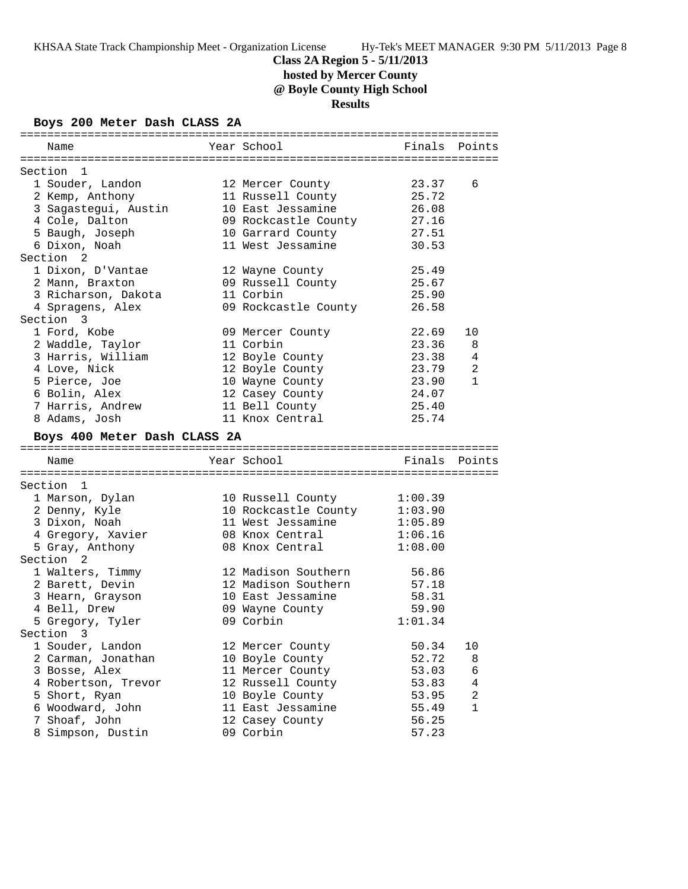# Class 2A Region 5 - 5/11/2013
## hosted by Mercer County
## @ Boyle County High School
## Results

### Boys 200 Meter Dash CLASS 2A

| Name | Year | School | Finals | Points |
|---|---|---|---|---|
| **Section 1** | | | | |
| 1 Souder, Landon | 12 | Mercer County | 23.37 | 6 |
| 2 Kemp, Anthony | 11 | Russell County | 25.72 | |
| 3 Sagastegui, Austin | 10 | East Jessamine | 26.08 | |
| 4 Cole, Dalton | 09 | Rockcastle County | 27.16 | |
| 5 Baugh, Joseph | 10 | Garrard County | 27.51 | |
| 6 Dixon, Noah | 11 | West Jessamine | 30.53 | |
| **Section 2** | | | | |
| 1 Dixon, D'Vantae | 12 | Wayne County | 25.49 | |
| 2 Mann, Braxton | 09 | Russell County | 25.67 | |
| 3 Richarson, Dakota | 11 | Corbin | 25.90 | |
| 4 Spragens, Alex | 09 | Rockcastle County | 26.58 | |
| **Section 3** | | | | |
| 1 Ford, Kobe | 09 | Mercer County | 22.69 | 10 |
| 2 Waddle, Taylor | 11 | Corbin | 23.36 | 8 |
| 3 Harris, William | 12 | Boyle County | 23.38 | 4 |
| 4 Love, Nick | 12 | Boyle County | 23.79 | 2 |
| 5 Pierce, Joe | 10 | Wayne County | 23.90 | 1 |
| 6 Bolin, Alex | 12 | Casey County | 24.07 | |
| 7 Harris, Andrew | 11 | Bell County | 25.40 | |
| 8 Adams, Josh | 11 | Knox Central | 25.74 | |

### Boys 400 Meter Dash CLASS 2A

| Name | Year | School | Finals | Points |
|---|---|---|---|---|
| **Section 1** | | | | |
| 1 Marson, Dylan | 10 | Russell County | 1:00.39 | |
| 2 Denny, Kyle | 10 | Rockcastle County | 1:03.90 | |
| 3 Dixon, Noah | 11 | West Jessamine | 1:05.89 | |
| 4 Gregory, Xavier | 08 | Knox Central | 1:06.16 | |
| 5 Gray, Anthony | 08 | Knox Central | 1:08.00 | |
| **Section 2** | | | | |
| 1 Walters, Timmy | 12 | Madison Southern | 56.86 | |
| 2 Barett, Devin | 12 | Madison Southern | 57.18 | |
| 3 Hearn, Grayson | 10 | East Jessamine | 58.31 | |
| 4 Bell, Drew | 09 | Wayne County | 59.90 | |
| 5 Gregory, Tyler | 09 | Corbin | 1:01.34 | |
| **Section 3** | | | | |
| 1 Souder, Landon | 12 | Mercer County | 50.34 | 10 |
| 2 Carman, Jonathan | 10 | Boyle County | 52.72 | 8 |
| 3 Bosse, Alex | 11 | Mercer County | 53.03 | 6 |
| 4 Robertson, Trevor | 12 | Russell County | 53.83 | 4 |
| 5 Short, Ryan | 10 | Boyle County | 53.95 | 2 |
| 6 Woodward, John | 11 | East Jessamine | 55.49 | 1 |
| 7 Shoaf, John | 12 | Casey County | 56.25 | |
| 8 Simpson, Dustin | 09 | Corbin | 57.23 | |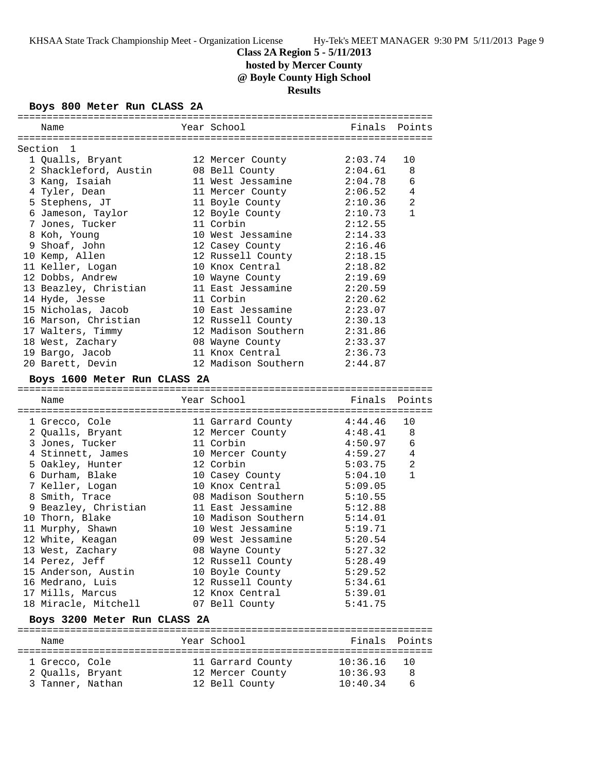## Class 2A Region 5 - 5/11/2013
### hosted by Mercer County
### @ Boyle County High School
### Results

#### Boys 800 Meter Run CLASS 2A

Section 1

| Place | Name | Year | School | Finals | Points |
|---|---|---|---|---|---|
| 1 | Qualls, Bryant | 12 | Mercer County | 2:03.74 | 10 |
| 2 | Shackleford, Austin | 08 | Bell County | 2:04.61 | 8 |
| 3 | Kang, Isaiah | 11 | West Jessamine | 2:04.78 | 6 |
| 4 | Tyler, Dean | 11 | Mercer County | 2:06.52 | 4 |
| 5 | Stephens, JT | 11 | Boyle County | 2:10.36 | 2 |
| 6 | Jameson, Taylor | 12 | Boyle County | 2:10.73 | 1 |
| 7 | Jones, Tucker | 11 | Corbin | 2:12.55 | |
| 8 | Koh, Young | 10 | West Jessamine | 2:14.33 | |
| 9 | Shoaf, John | 12 | Casey County | 2:16.46 | |
| 10 | Kemp, Allen | 12 | Russell County | 2:18.15 | |
| 11 | Keller, Logan | 10 | Knox Central | 2:18.82 | |
| 12 | Dobbs, Andrew | 10 | Wayne County | 2:19.69 | |
| 13 | Beazley, Christian | 11 | East Jessamine | 2:20.59 | |
| 14 | Hyde, Jesse | 11 | Corbin | 2:20.62 | |
| 15 | Nicholas, Jacob | 10 | East Jessamine | 2:23.07 | |
| 16 | Marson, Christian | 12 | Russell County | 2:30.13 | |
| 17 | Walters, Timmy | 12 | Madison Southern | 2:31.86 | |
| 18 | West, Zachary | 08 | Wayne County | 2:33.37 | |
| 19 | Bargo, Jacob | 11 | Knox Central | 2:36.73 | |
| 20 | Barett, Devin | 12 | Madison Southern | 2:44.87 | |

#### Boys 1600 Meter Run CLASS 2A

| Place | Name | Year | School | Finals | Points |
|---|---|---|---|---|---|
| 1 | Grecco, Cole | 11 | Garrard County | 4:44.46 | 10 |
| 2 | Qualls, Bryant | 12 | Mercer County | 4:48.41 | 8 |
| 3 | Jones, Tucker | 11 | Corbin | 4:50.97 | 6 |
| 4 | Stinnett, James | 10 | Mercer County | 4:59.27 | 4 |
| 5 | Oakley, Hunter | 12 | Corbin | 5:03.75 | 2 |
| 6 | Durham, Blake | 10 | Casey County | 5:04.10 | 1 |
| 7 | Keller, Logan | 10 | Knox Central | 5:09.05 | |
| 8 | Smith, Trace | 08 | Madison Southern | 5:10.55 | |
| 9 | Beazley, Christian | 11 | East Jessamine | 5:12.88 | |
| 10 | Thorn, Blake | 10 | Madison Southern | 5:14.01 | |
| 11 | Murphy, Shawn | 10 | West Jessamine | 5:19.71 | |
| 12 | White, Keagan | 09 | West Jessamine | 5:20.54 | |
| 13 | West, Zachary | 08 | Wayne County | 5:27.32 | |
| 14 | Perez, Jeff | 12 | Russell County | 5:28.49 | |
| 15 | Anderson, Austin | 10 | Boyle County | 5:29.52 | |
| 16 | Medrano, Luis | 12 | Russell County | 5:34.61 | |
| 17 | Mills, Marcus | 12 | Knox Central | 5:39.01 | |
| 18 | Miracle, Mitchell | 07 | Bell County | 5:41.75 | |

#### Boys 3200 Meter Run CLASS 2A

| Place | Name | Year | School | Finals | Points |
|---|---|---|---|---|---|
| 1 | Grecco, Cole | 11 | Garrard County | 10:36.16 | 10 |
| 2 | Qualls, Bryant | 12 | Mercer County | 10:36.93 | 8 |
| 3 | Tanner, Nathan | 12 | Bell County | 10:40.34 | 6 |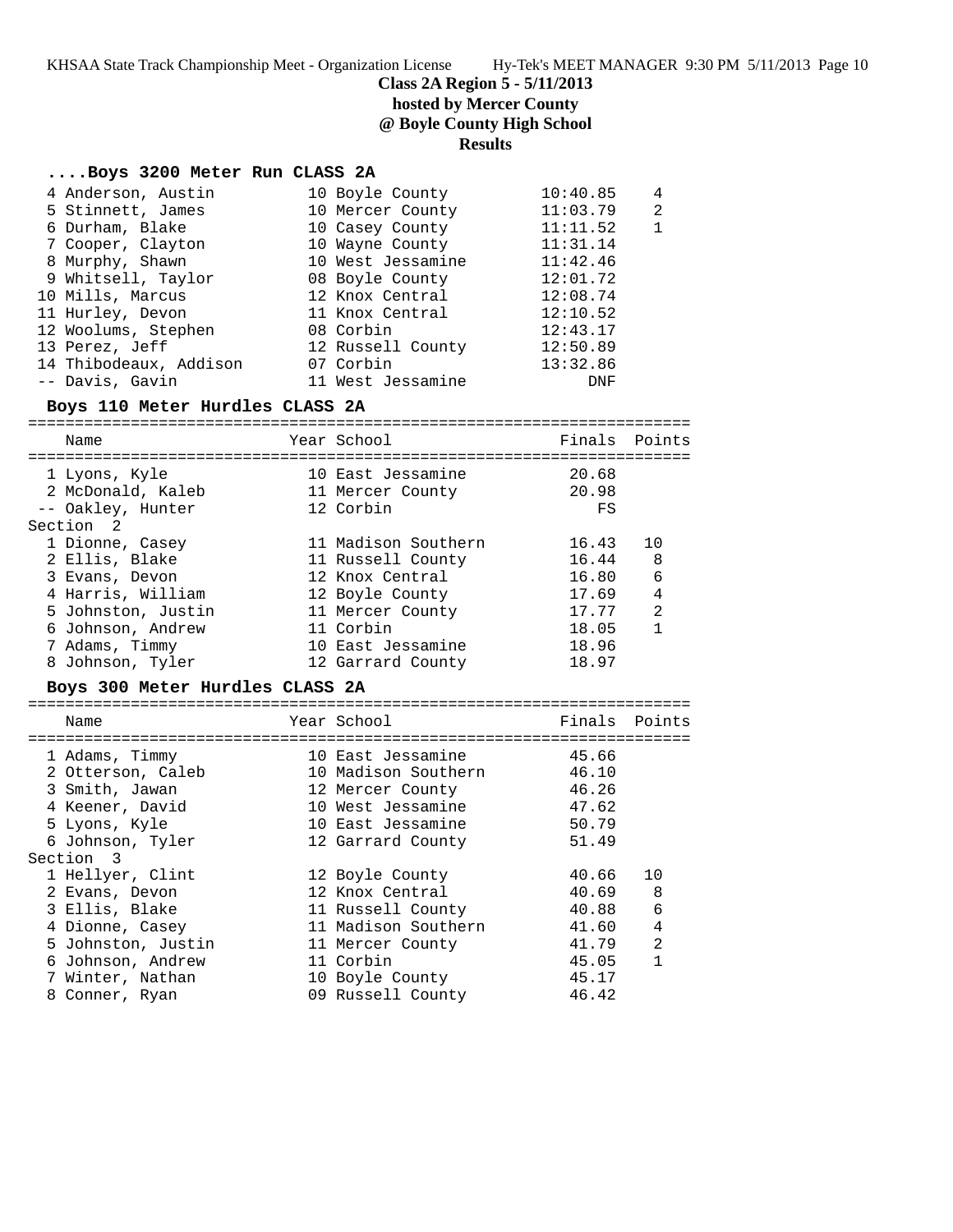# Class 2A Region 5 - 5/11/2013

**hosted by Mercer County**

**@ Boyle County High School**

**Results**

## ....Boys 3200 Meter Run CLASS 2A

| Place | Name | Year | School | Finals | Points |
|---|---|---|---|---|---|
| 4 | Anderson, Austin | 10 | Boyle County | 10:40.85 | 4 |
| 5 | Stinnett, James | 10 | Mercer County | 11:03.79 | 2 |
| 6 | Durham, Blake | 10 | Casey County | 11:11.52 | 1 |
| 7 | Cooper, Clayton | 10 | Wayne County | 11:31.14 | |
| 8 | Murphy, Shawn | 10 | West Jessamine | 11:42.46 | |
| 9 | Whitsell, Taylor | 08 | Boyle County | 12:01.72 | |
| 10 | Mills, Marcus | 12 | Knox Central | 12:08.74 | |
| 11 | Hurley, Devon | 11 | Knox Central | 12:10.52 | |
| 12 | Woolums, Stephen | 08 | Corbin | 12:43.17 | |
| 13 | Perez, Jeff | 12 | Russell County | 12:50.89 | |
| 14 | Thibodeaux, Addison | 07 | Corbin | 13:32.86 | |
| -- | Davis, Gavin | 11 | West Jessamine | DNF | |

## Boys 110 Meter Hurdles CLASS 2A

| Place | Name | Year | School | Finals | Points |
|---|---|---|---|---|---|
| 1 | Lyons, Kyle | 10 | East Jessamine | 20.68 | |
| 2 | McDonald, Kaleb | 11 | Mercer County | 20.98 | |
| -- | Oakley, Hunter | 12 | Corbin | FS | |
| **Section 2** | | | | | |
| 1 | Dionne, Casey | 11 | Madison Southern | 16.43 | 10 |
| 2 | Ellis, Blake | 11 | Russell County | 16.44 | 8 |
| 3 | Evans, Devon | 12 | Knox Central | 16.80 | 6 |
| 4 | Harris, William | 12 | Boyle County | 17.69 | 4 |
| 5 | Johnston, Justin | 11 | Mercer County | 17.77 | 2 |
| 6 | Johnson, Andrew | 11 | Corbin | 18.05 | 1 |
| 7 | Adams, Timmy | 10 | East Jessamine | 18.96 | |
| 8 | Johnson, Tyler | 12 | Garrard County | 18.97 | |

## Boys 300 Meter Hurdles CLASS 2A

| Place | Name | Year | School | Finals | Points |
|---|---|---|---|---|---|
| 1 | Adams, Timmy | 10 | East Jessamine | 45.66 | |
| 2 | Otterson, Caleb | 10 | Madison Southern | 46.10 | |
| 3 | Smith, Jawan | 12 | Mercer County | 46.26 | |
| 4 | Keener, David | 10 | West Jessamine | 47.62 | |
| 5 | Lyons, Kyle | 10 | East Jessamine | 50.79 | |
| 6 | Johnson, Tyler | 12 | Garrard County | 51.49 | |
| **Section 3** | | | | | |
| 1 | Hellyer, Clint | 12 | Boyle County | 40.66 | 10 |
| 2 | Evans, Devon | 12 | Knox Central | 40.69 | 8 |
| 3 | Ellis, Blake | 11 | Russell County | 40.88 | 6 |
| 4 | Dionne, Casey | 11 | Madison Southern | 41.60 | 4 |
| 5 | Johnston, Justin | 11 | Mercer County | 41.79 | 2 |
| 6 | Johnson, Andrew | 11 | Corbin | 45.05 | 1 |
| 7 | Winter, Nathan | 10 | Boyle County | 45.17 | |
| 8 | Conner, Ryan | 09 | Russell County | 46.42 | |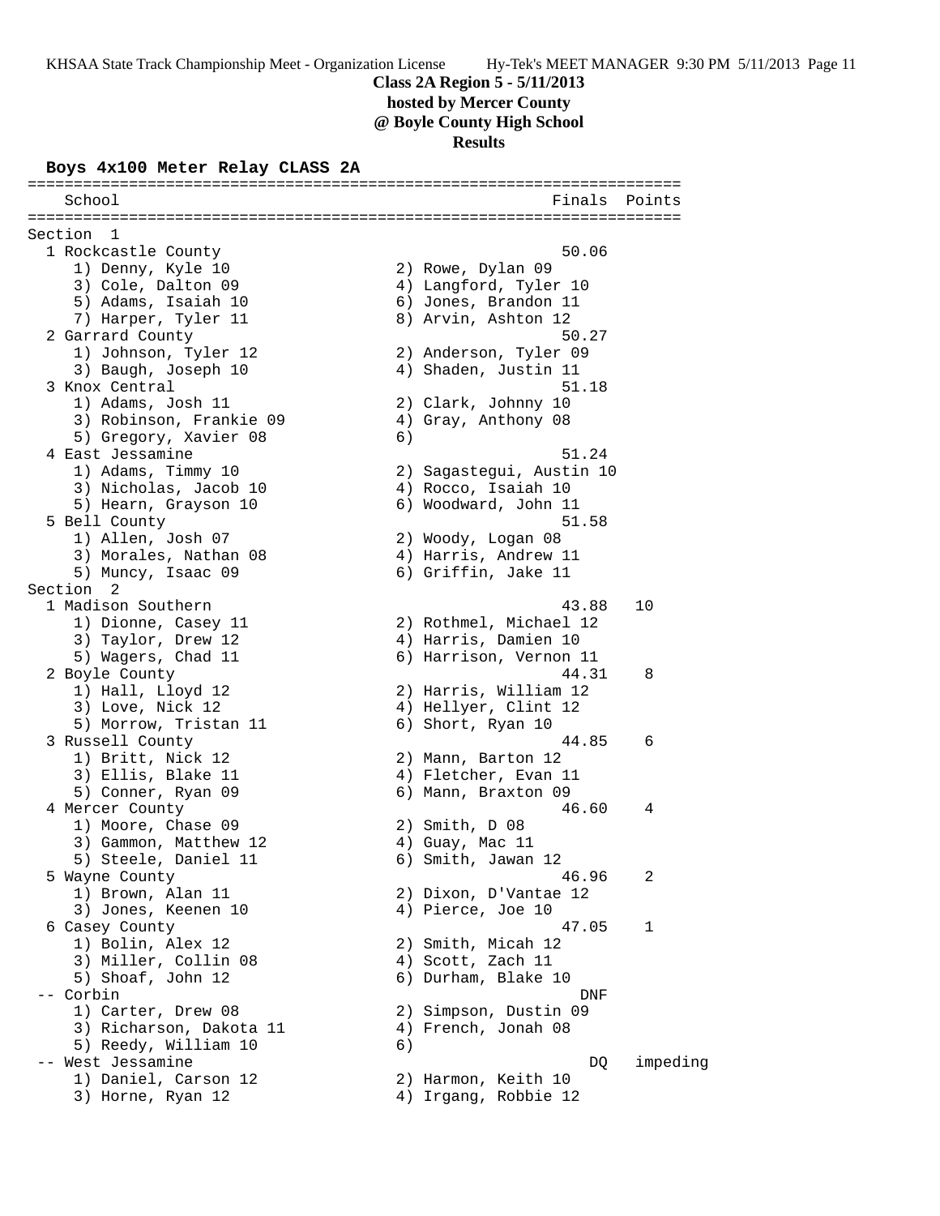**Class 2A Region 5 - 5/11/2013**
**hosted by Mercer County**
**@ Boyle County High School**
**Results**

### Boys 4x100 Meter Relay CLASS 2A

```
=====================================================================
   School                                            Finals  Points
=====================================================================
Section  1
  1 Rockcastle County                                  50.06
     1) Denny, Kyle 10                 2) Rowe, Dylan 09
     3) Cole, Dalton 09                4) Langford, Tyler 10
     5) Adams, Isaiah 10               6) Jones, Brandon 11
     7) Harper, Tyler 11               8) Arvin, Ashton 12
  2 Garrard County                                     50.27
     1) Johnson, Tyler 12              2) Anderson, Tyler 09
     3) Baugh, Joseph 10               4) Shaden, Justin 11
  3 Knox Central                                       51.18
     1) Adams, Josh 11                 2) Clark, Johnny 10
     3) Robinson, Frankie 09           4) Gray, Anthony 08
     5) Gregory, Xavier 08             6)
  4 East Jessamine                                     51.24
     1) Adams, Timmy 10                2) Sagastegui, Austin 10
     3) Nicholas, Jacob 10             4) Rocco, Isaiah 10
     5) Hearn, Grayson 10              6) Woodward, John 11
  5 Bell County                                        51.58
     1) Allen, Josh 07                 2) Woody, Logan 08
     3) Morales, Nathan 08             4) Harris, Andrew 11
     5) Muncy, Isaac 09                6) Griffin, Jake 11
Section  2
  1 Madison Southern                                   43.88   10
     1) Dionne, Casey 11               2) Rothmel, Michael 12
     3) Taylor, Drew 12                4) Harris, Damien 10
     5) Wagers, Chad 11                6) Harrison, Vernon 11
  2 Boyle County                                       44.31    8
     1) Hall, Lloyd 12                 2) Harris, William 12
     3) Love, Nick 12                  4) Hellyer, Clint 12
     5) Morrow, Tristan 11             6) Short, Ryan 10
  3 Russell County                                     44.85    6
     1) Britt, Nick 12                 2) Mann, Barton 12
     3) Ellis, Blake 11                4) Fletcher, Evan 11
     5) Conner, Ryan 09                6) Mann, Braxton 09
  4 Mercer County                                      46.60    4
     1) Moore, Chase 09                2) Smith, D 08
     3) Gammon, Matthew 12             4) Guay, Mac 11
     5) Steele, Daniel 11              6) Smith, Jawan 12
  5 Wayne County                                       46.96    2
     1) Brown, Alan 11                 2) Dixon, D'Vantae 12
     3) Jones, Keenen 10               4) Pierce, Joe 10
  6 Casey County                                       47.05    1
     1) Bolin, Alex 12                 2) Smith, Micah 12
     3) Miller, Collin 08              4) Scott, Zach 11
     5) Shoaf, John 12                 6) Durham, Blake 10
 -- Corbin                                               DNF
     1) Carter, Drew 08                2) Simpson, Dustin 09
     3) Richarson, Dakota 11           4) French, Jonah 08
     5) Reedy, William 10              6)
 -- West Jessamine                                        DQ   impeding
     1) Daniel, Carson 12              2) Harmon, Keith 10
     3) Horne, Ryan 12                 4) Irgang, Robbie 12
```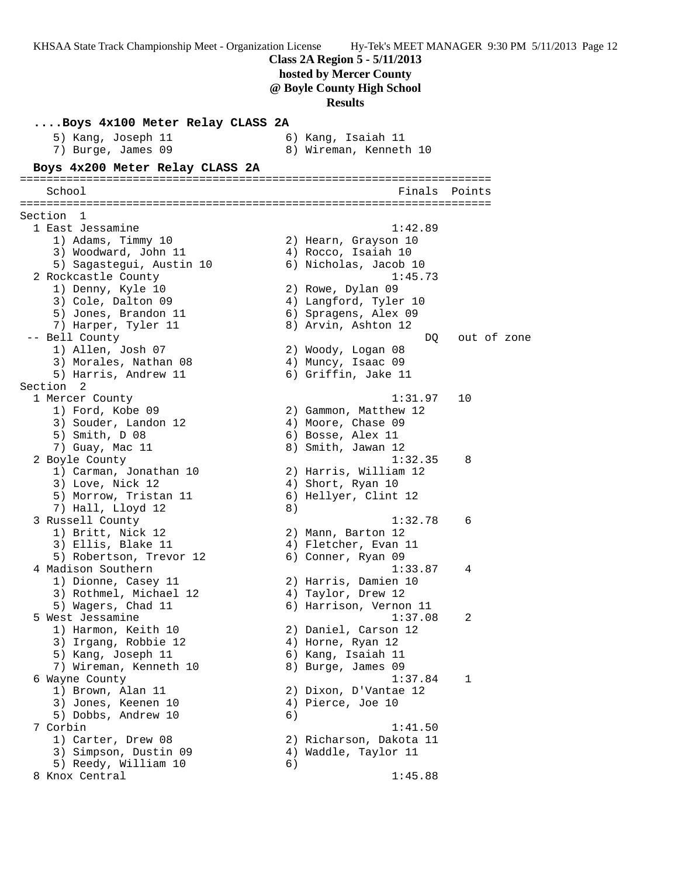Class 2A Region 5 - 5/11/2013
hosted by Mercer County
@ Boyle County High School
Results

### ....Boys 4x100 Meter Relay CLASS 2A

```
    5) Kang, Joseph 11                 6) Kang, Isaiah 11
    7) Burge, James 09                 8) Wireman, Kenneth 10
```

### Boys 4x200 Meter Relay CLASS 2A

```
=======================================================================
    School                                               Finals  Points
=======================================================================
Section  1
  1 East Jessamine                                      1:42.89
     1) Adams, Timmy 10                 2) Hearn, Grayson 10
     3) Woodward, John 11               4) Rocco, Isaiah 10
     5) Sagastegui, Austin 10           6) Nicholas, Jacob 10
  2 Rockcastle County                                   1:45.73
     1) Denny, Kyle 10                  2) Rowe, Dylan 09
     3) Cole, Dalton 09                 4) Langford, Tyler 10
     5) Jones, Brandon 11               6) Spragens, Alex 09
     7) Harper, Tyler 11                8) Arvin, Ashton 12
 -- Bell County                                              DQ   out of zone
     1) Allen, Josh 07                  2) Woody, Logan 08
     3) Morales, Nathan 08              4) Muncy, Isaac 09
     5) Harris, Andrew 11               6) Griffin, Jake 11
Section  2
  1 Mercer County                                       1:31.97   10
     1) Ford, Kobe 09                   2) Gammon, Matthew 12
     3) Souder, Landon 12               4) Moore, Chase 09
     5) Smith, D 08                     6) Bosse, Alex 11
     7) Guay, Mac 11                    8) Smith, Jawan 12
  2 Boyle County                                        1:32.35    8
     1) Carman, Jonathan 10             2) Harris, William 12
     3) Love, Nick 12                   4) Short, Ryan 10
     5) Morrow, Tristan 11              6) Hellyer, Clint 12
     7) Hall, Lloyd 12                  8)
  3 Russell County                                      1:32.78    6
     1) Britt, Nick 12                  2) Mann, Barton 12
     3) Ellis, Blake 11                 4) Fletcher, Evan 11
     5) Robertson, Trevor 12            6) Conner, Ryan 09
  4 Madison Southern                                    1:33.87    4
     1) Dionne, Casey 11                2) Harris, Damien 10
     3) Rothmel, Michael 12             4) Taylor, Drew 12
     5) Wagers, Chad 11                 6) Harrison, Vernon 11
  5 West Jessamine                                      1:37.08    2
     1) Harmon, Keith 10                2) Daniel, Carson 12
     3) Irgang, Robbie 12               4) Horne, Ryan 12
     5) Kang, Joseph 11                 6) Kang, Isaiah 11
     7) Wireman, Kenneth 10             8) Burge, James 09
  6 Wayne County                                        1:37.84    1
     1) Brown, Alan 11                  2) Dixon, D'Vantae 12
     3) Jones, Keenen 10                4) Pierce, Joe 10
     5) Dobbs, Andrew 10                6)
  7 Corbin                                              1:41.50
     1) Carter, Drew 08                 2) Richarson, Dakota 11
     3) Simpson, Dustin 09              4) Waddle, Taylor 11
     5) Reedy, William 10               6)
  8 Knox Central                                        1:45.88
```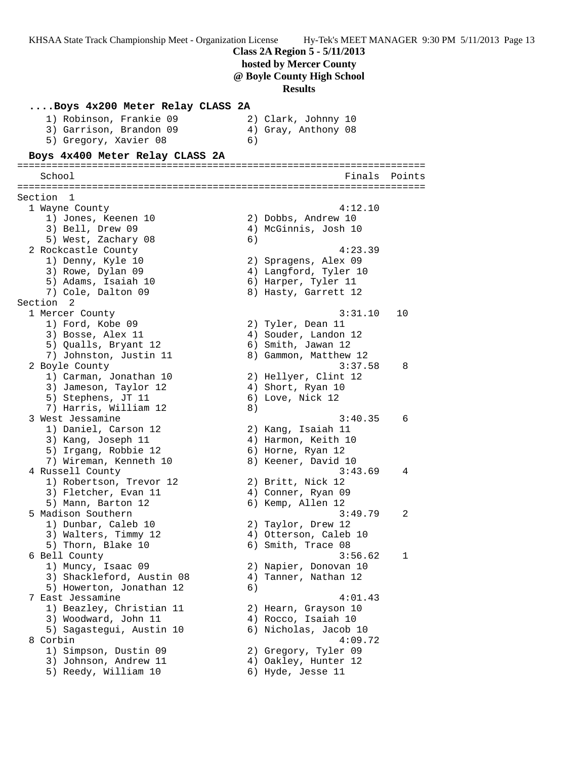**Class 2A Region 5 - 5/11/2013**
**hosted by Mercer County**
**@ Boyle County High School**
**Results**

### ....Boys 4x200 Meter Relay CLASS 2A

```
    1) Robinson, Frankie 09           2) Clark, Johnny 10
    3) Garrison, Brandon 09           4) Gray, Anthony 08
    5) Gregory, Xavier 08             6)
```

### Boys 4x400 Meter Relay CLASS 2A

```
=======================================================================
    School                                               Finals  Points
=======================================================================
Section  1
  1 Wayne County                                        4:12.10
     1) Jones, Keenen 10               2) Dobbs, Andrew 10
     3) Bell, Drew 09                  4) McGinnis, Josh 10
     5) West, Zachary 08               6)
  2 Rockcastle County                                   4:23.39
     1) Denny, Kyle 10                 2) Spragens, Alex 09
     3) Rowe, Dylan 09                 4) Langford, Tyler 10
     5) Adams, Isaiah 10               6) Harper, Tyler 11
     7) Cole, Dalton 09                8) Hasty, Garrett 12
Section  2
  1 Mercer County                                       3:31.10   10
     1) Ford, Kobe 09                  2) Tyler, Dean 11
     3) Bosse, Alex 11                 4) Souder, Landon 12
     5) Qualls, Bryant 12              6) Smith, Jawan 12
     7) Johnston, Justin 11            8) Gammon, Matthew 12
  2 Boyle County                                        3:37.58    8
     1) Carman, Jonathan 10            2) Hellyer, Clint 12
     3) Jameson, Taylor 12             4) Short, Ryan 10
     5) Stephens, JT 11                6) Love, Nick 12
     7) Harris, William 12             8)
  3 West Jessamine                                      3:40.35    6
     1) Daniel, Carson 12              2) Kang, Isaiah 11
     3) Kang, Joseph 11                4) Harmon, Keith 10
     5) Irgang, Robbie 12              6) Horne, Ryan 12
     7) Wireman, Kenneth 10            8) Keener, David 10
  4 Russell County                                      3:43.69    4
     1) Robertson, Trevor 12           2) Britt, Nick 12
     3) Fletcher, Evan 11              4) Conner, Ryan 09
     5) Mann, Barton 12                6) Kemp, Allen 12
  5 Madison Southern                                    3:49.79    2
     1) Dunbar, Caleb 10               2) Taylor, Drew 12
     3) Walters, Timmy 12              4) Otterson, Caleb 10
     5) Thorn, Blake 10                6) Smith, Trace 08
  6 Bell County                                         3:56.62    1
     1) Muncy, Isaac 09                2) Napier, Donovan 10
     3) Shackleford, Austin 08         4) Tanner, Nathan 12
     5) Howerton, Jonathan 12          6)
  7 East Jessamine                                      4:01.43
     1) Beazley, Christian 11          2) Hearn, Grayson 10
     3) Woodward, John 11              4) Rocco, Isaiah 10
     5) Sagastegui, Austin 10          6) Nicholas, Jacob 10
  8 Corbin                                              4:09.72
     1) Simpson, Dustin 09             2) Gregory, Tyler 09
     3) Johnson, Andrew 11             4) Oakley, Hunter 12
     5) Reedy, William 10              6) Hyde, Jesse 11
```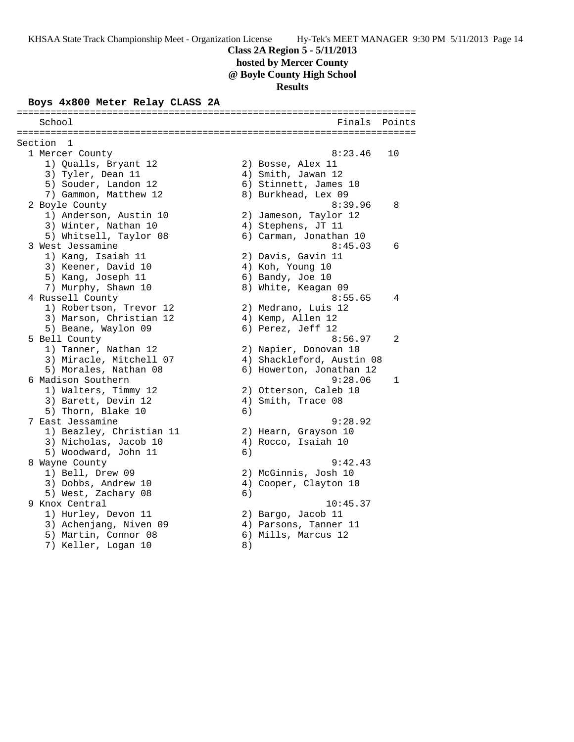**Class 2A Region 5 - 5/11/2013**
**hosted by Mercer County**
**@ Boyle County High School**
**Results**

### Boys 4x800 Meter Relay CLASS 2A

```
=====================================================================
   School                                            Finals  Points
=====================================================================
Section  1
  1 Mercer County                                   8:23.46   10
     1) Qualls, Bryant 12               2) Bosse, Alex 11
     3) Tyler, Dean 11                  4) Smith, Jawan 12
     5) Souder, Landon 12               6) Stinnett, James 10
     7) Gammon, Matthew 12              8) Burkhead, Lex 09
  2 Boyle County                                    8:39.96    8
     1) Anderson, Austin 10             2) Jameson, Taylor 12
     3) Winter, Nathan 10               4) Stephens, JT 11
     5) Whitsell, Taylor 08             6) Carman, Jonathan 10
  3 West Jessamine                                  8:45.03    6
     1) Kang, Isaiah 11                 2) Davis, Gavin 11
     3) Keener, David 10                4) Koh, Young 10
     5) Kang, Joseph 11                 6) Bandy, Joe 10
     7) Murphy, Shawn 10                8) White, Keagan 09
  4 Russell County                                  8:55.65    4
     1) Robertson, Trevor 12            2) Medrano, Luis 12
     3) Marson, Christian 12            4) Kemp, Allen 12
     5) Beane, Waylon 09                6) Perez, Jeff 12
  5 Bell County                                     8:56.97    2
     1) Tanner, Nathan 12               2) Napier, Donovan 10
     3) Miracle, Mitchell 07            4) Shackleford, Austin 08
     5) Morales, Nathan 08              6) Howerton, Jonathan 12
  6 Madison Southern                                9:28.06    1
     1) Walters, Timmy 12               2) Otterson, Caleb 10
     3) Barett, Devin 12                4) Smith, Trace 08
     5) Thorn, Blake 10                 6)
  7 East Jessamine                                  9:28.92
     1) Beazley, Christian 11           2) Hearn, Grayson 10
     3) Nicholas, Jacob 10              4) Rocco, Isaiah 10
     5) Woodward, John 11               6)
  8 Wayne County                                    9:42.43
     1) Bell, Drew 09                   2) McGinnis, Josh 10
     3) Dobbs, Andrew 10                4) Cooper, Clayton 10
     5) West, Zachary 08                6)
  9 Knox Central                                   10:45.37
     1) Hurley, Devon 11                2) Bargo, Jacob 11
     3) Achenjang, Niven 09             4) Parsons, Tanner 11
     5) Martin, Connor 08               6) Mills, Marcus 12
     7) Keller, Logan 10                8)
```